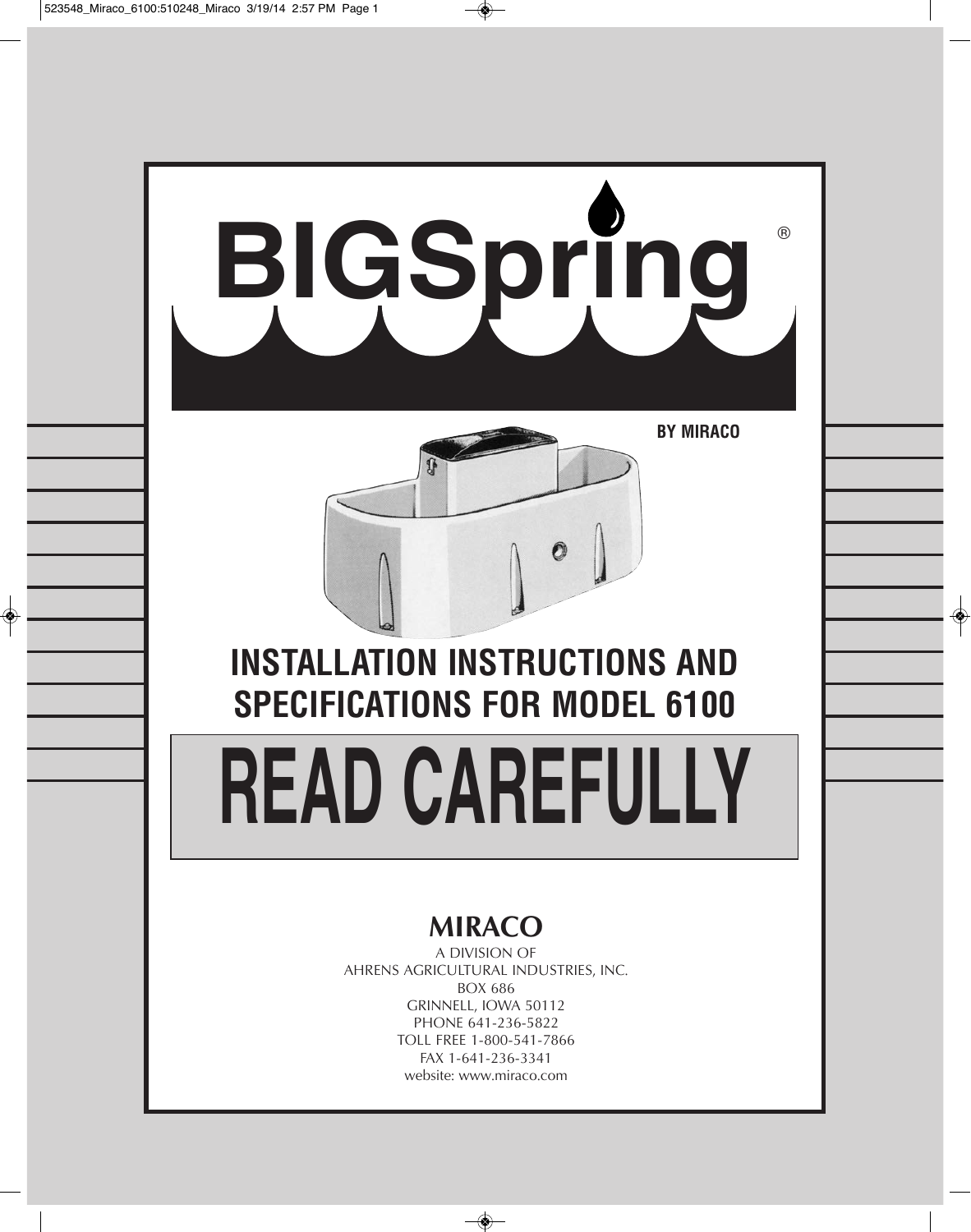# BIGSpring®

**BY MIRACO**

## INSTALLATION INSTRUCTIONS AND SPECIFICATIONS FOR MODEL 6100

# READ CAREFULLY

**MIRACO**

A DIVISION OF
AHRENS AGRICULTURAL INDUSTRIES, INC.
BOX 686
GRINNELL, IOWA 50112
PHONE 641-236-5822
TOLL FREE 1-800-541-7866
FAX 1-641-236-3341
website: www.miraco.com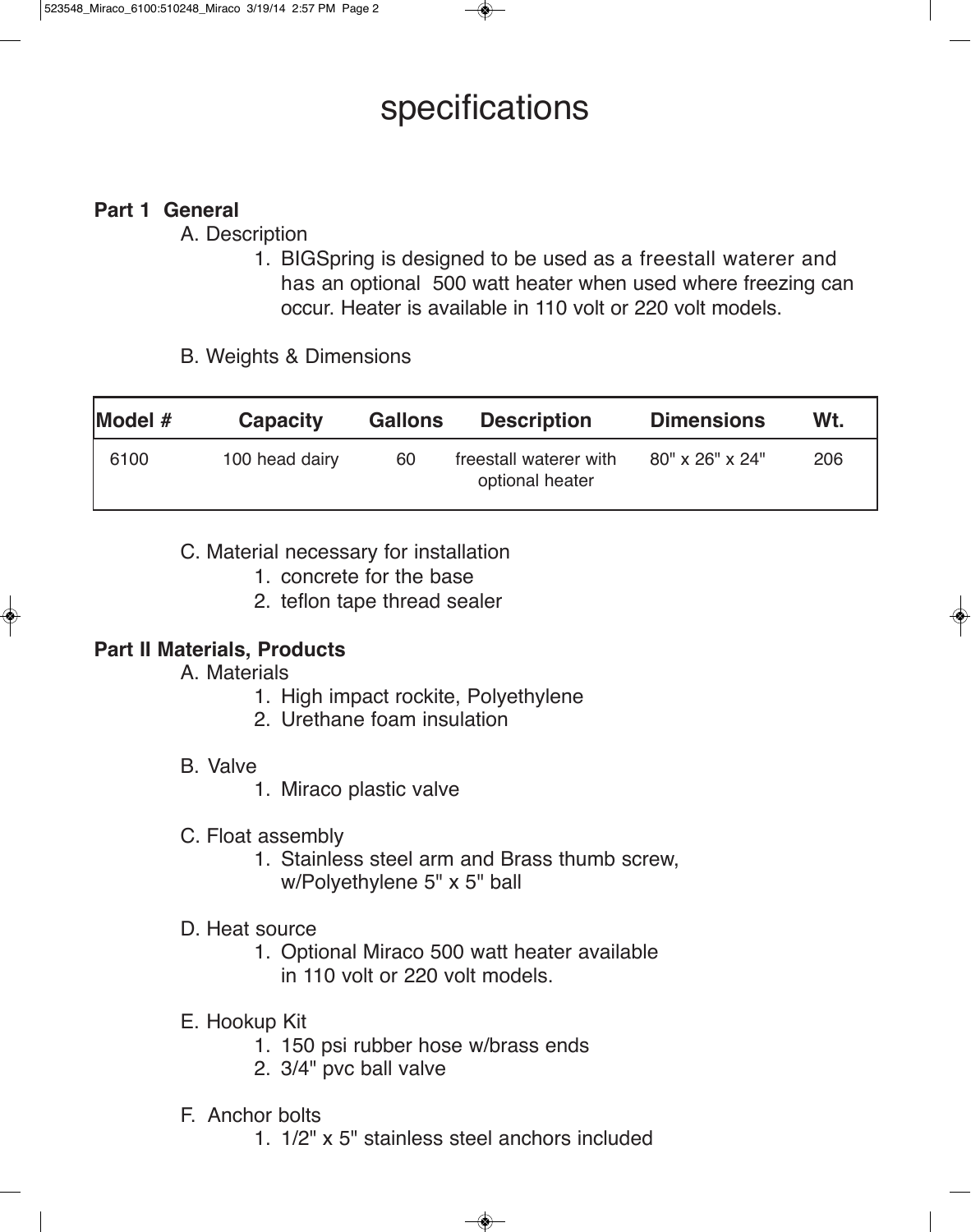# specifications

**Part 1 General**

A. Description

1. BIGSpring is designed to be used as a freestall waterer and has an optional 500 watt heater when used where freezing can occur. Heater is available in 110 volt or 220 volt models.

B. Weights & Dimensions

| Model # | Capacity | Gallons | Description | Dimensions | Wt. |
|---|---|---|---|---|---|
| 6100 | 100 head dairy | 60 | freestall waterer with optional heater | 80" x 26" x 24" | 206 |

C. Material necessary for installation

1. concrete for the base
2. teflon tape thread sealer

**Part II Materials, Products**

A. Materials

1. High impact rockite, Polyethylene
2. Urethane foam insulation

B. Valve

1. Miraco plastic valve

C. Float assembly

1. Stainless steel arm and Brass thumb screw, w/Polyethylene 5" x 5" ball

D. Heat source

1. Optional Miraco 500 watt heater available in 110 volt or 220 volt models.

E. Hookup Kit

1. 150 psi rubber hose w/brass ends
2. 3/4" pvc ball valve

F. Anchor bolts

1. 1/2" x 5" stainless steel anchors included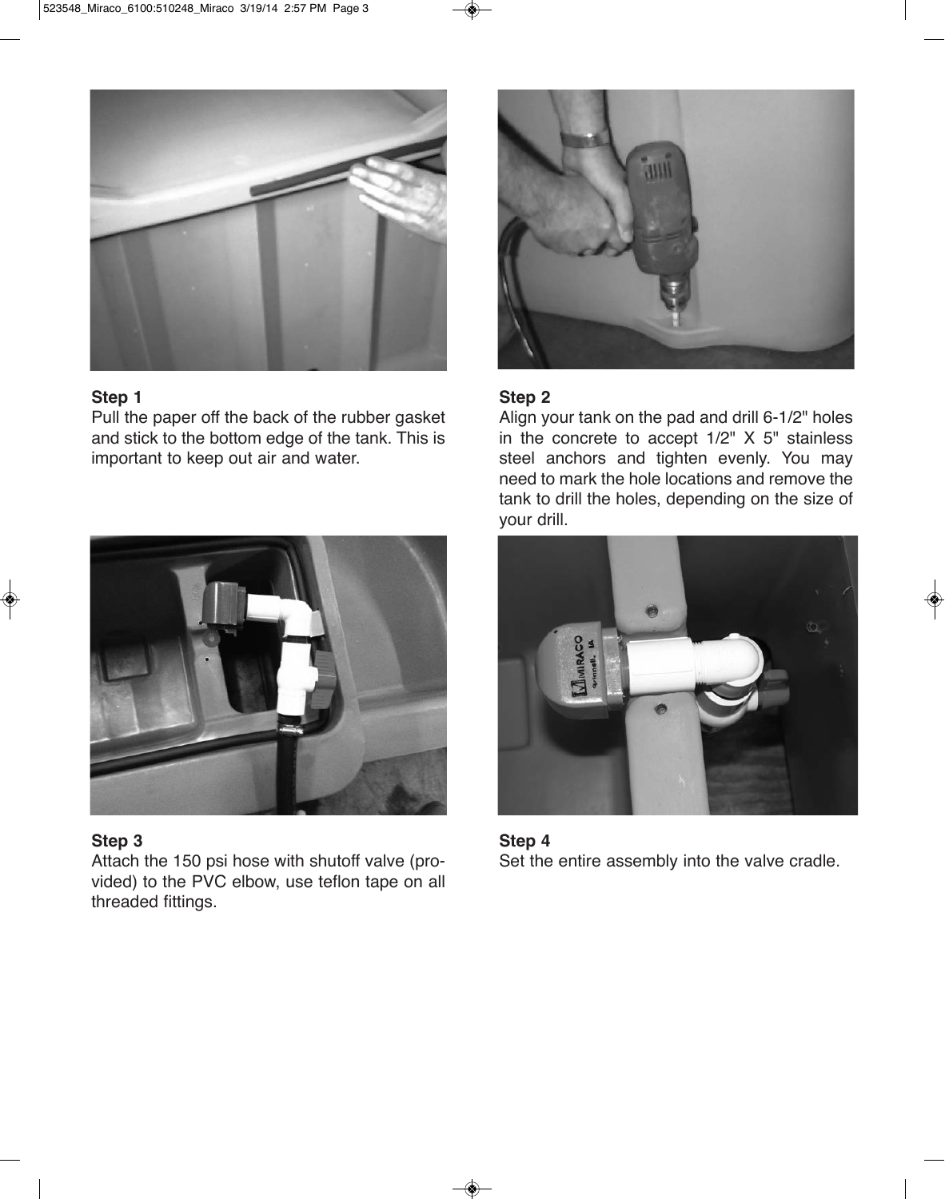### Step 1

Pull the paper off the back of the rubber gasket and stick to the bottom edge of the tank. This is important to keep out air and water.

### Step 2

Align your tank on the pad and drill 6-1/2" holes in the concrete to accept 1/2" X 5" stainless steel anchors and tighten evenly. You may need to mark the hole locations and remove the tank to drill the holes, depending on the size of your drill.

### Step 3

Attach the 150 psi hose with shutoff valve (provided) to the PVC elbow, use teflon tape on all threaded fittings.

### Step 4

Set the entire assembly into the valve cradle.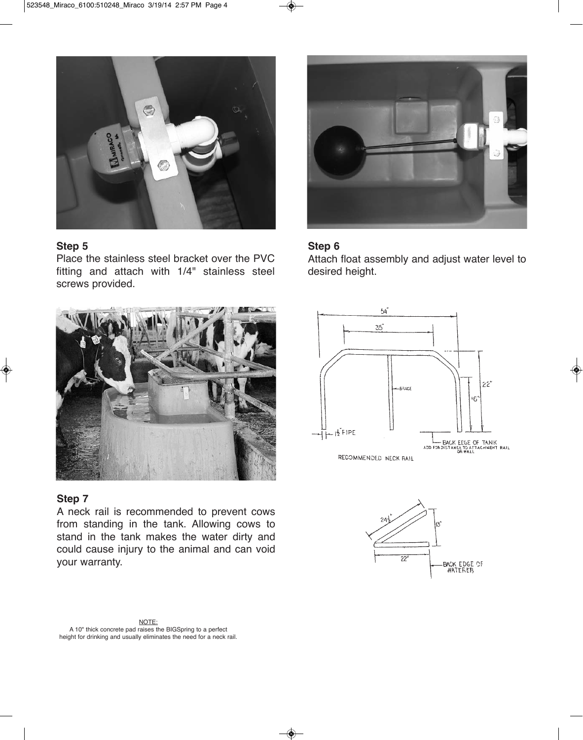### Step 5

Place the stainless steel bracket over the PVC fitting and attach with 1/4" stainless steel screws provided.

### Step 6

Attach float assembly and adjust water level to desired height.

### Step 7

A neck rail is recommended to prevent cows from standing in the tank. Allowing cows to stand in the tank makes the water dirty and could cause injury to the animal and can void your warranty.

54"
35"
BRACE
22"
16"
1½" PIPE
BACK EDGE OF TANK
ADD FOR DISTANCE TO ATTACHMENT RAIL OR WALL
RECOMMENDED NECK RAIL

24½"
13"
22"
BACK EDGE OF WATERER

NOTE:
A 10" thick concrete pad raises the BIGSpring to a perfect height for drinking and usually eliminates the need for a neck rail.